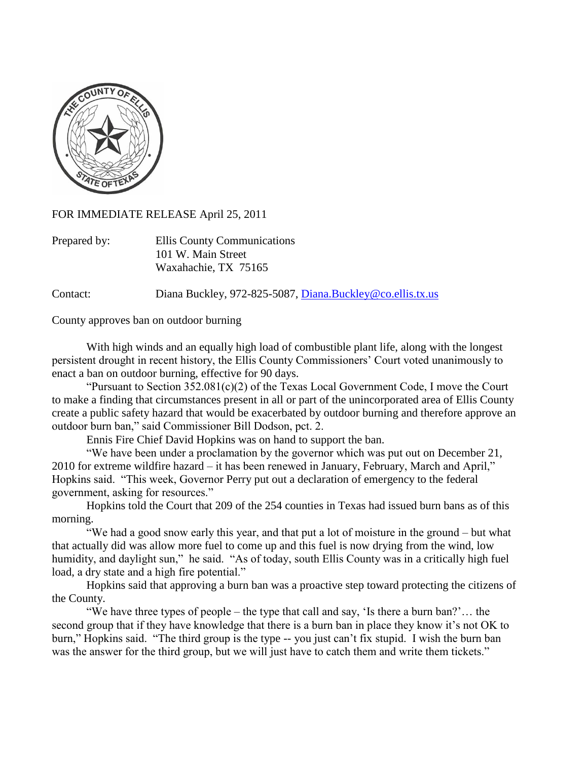FOR IMMEDIATE RELEASE April 25, 2011

Prepared by: Ellis County Communications
101 W. Main Street
Waxahachie, TX 75165

Contact: Diana Buckley, 972-825-5087, Diana.Buckley@co.ellis.tx.us

County approves ban on outdoor burning

With high winds and an equally high load of combustible plant life, along with the longest persistent drought in recent history, the Ellis County Commissioners' Court voted unanimously to enact a ban on outdoor burning, effective for 90 days.

"Pursuant to Section 352.081(c)(2) of the Texas Local Government Code, I move the Court to make a finding that circumstances present in all or part of the unincorporated area of Ellis County create a public safety hazard that would be exacerbated by outdoor burning and therefore approve an outdoor burn ban," said Commissioner Bill Dodson, pct. 2.

Ennis Fire Chief David Hopkins was on hand to support the ban.

"We have been under a proclamation by the governor which was put out on December 21, 2010 for extreme wildfire hazard – it has been renewed in January, February, March and April," Hopkins said. "This week, Governor Perry put out a declaration of emergency to the federal government, asking for resources."

Hopkins told the Court that 209 of the 254 counties in Texas had issued burn bans as of this morning.

"We had a good snow early this year, and that put a lot of moisture in the ground – but what that actually did was allow more fuel to come up and this fuel is now drying from the wind, low humidity, and daylight sun," he said. "As of today, south Ellis County was in a critically high fuel load, a dry state and a high fire potential."

Hopkins said that approving a burn ban was a proactive step toward protecting the citizens of the County.

"We have three types of people – the type that call and say, 'Is there a burn ban?'… the second group that if they have knowledge that there is a burn ban in place they know it's not OK to burn," Hopkins said. "The third group is the type -- you just can't fix stupid. I wish the burn ban was the answer for the third group, but we will just have to catch them and write them tickets."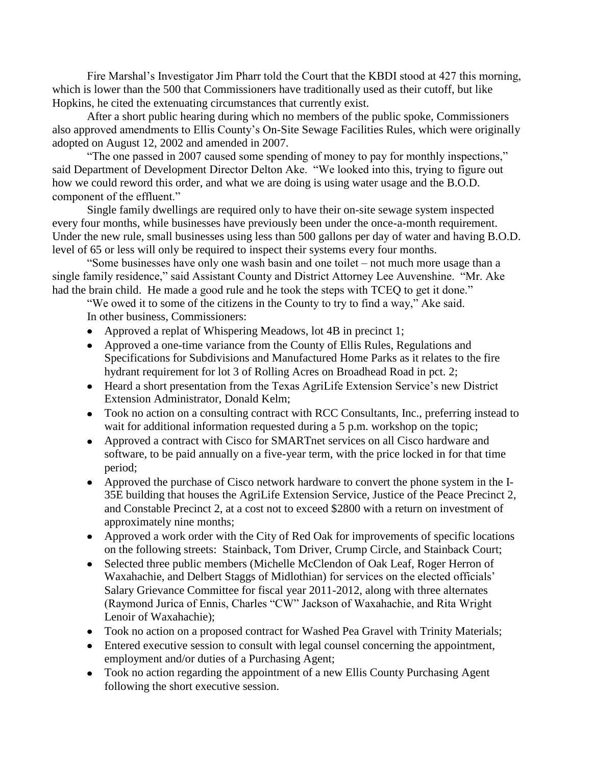Fire Marshal's Investigator Jim Pharr told the Court that the KBDI stood at 427 this morning, which is lower than the 500 that Commissioners have traditionally used as their cutoff, but like Hopkins, he cited the extenuating circumstances that currently exist.

After a short public hearing during which no members of the public spoke, Commissioners also approved amendments to Ellis County's On-Site Sewage Facilities Rules, which were originally adopted on August 12, 2002 and amended in 2007.

"The one passed in 2007 caused some spending of money to pay for monthly inspections," said Department of Development Director Delton Ake. "We looked into this, trying to figure out how we could reword this order, and what we are doing is using water usage and the B.O.D. component of the effluent."

Single family dwellings are required only to have their on-site sewage system inspected every four months, while businesses have previously been under the once-a-month requirement. Under the new rule, small businesses using less than 500 gallons per day of water and having B.O.D. level of 65 or less will only be required to inspect their systems every four months.

"Some businesses have only one wash basin and one toilet – not much more usage than a single family residence," said Assistant County and District Attorney Lee Auvenshine. "Mr. Ake had the brain child. He made a good rule and he took the steps with TCEQ to get it done."

"We owed it to some of the citizens in the County to try to find a way," Ake said.

In other business, Commissioners:

- Approved a replat of Whispering Meadows, lot 4B in precinct 1;
- Approved a one-time variance from the County of Ellis Rules, Regulations and Specifications for Subdivisions and Manufactured Home Parks as it relates to the fire hydrant requirement for lot 3 of Rolling Acres on Broadhead Road in pct. 2;
- Heard a short presentation from the Texas AgriLife Extension Service's new District Extension Administrator, Donald Kelm;
- Took no action on a consulting contract with RCC Consultants, Inc., preferring instead to wait for additional information requested during a 5 p.m. workshop on the topic;
- Approved a contract with Cisco for SMARTnet services on all Cisco hardware and software, to be paid annually on a five-year term, with the price locked in for that time period;
- Approved the purchase of Cisco network hardware to convert the phone system in the I-35E building that houses the AgriLife Extension Service, Justice of the Peace Precinct 2, and Constable Precinct 2, at a cost not to exceed $2800 with a return on investment of approximately nine months;
- Approved a work order with the City of Red Oak for improvements of specific locations on the following streets: Stainback, Tom Driver, Crump Circle, and Stainback Court;
- Selected three public members (Michelle McClendon of Oak Leaf, Roger Herron of Waxahachie, and Delbert Staggs of Midlothian) for services on the elected officials' Salary Grievance Committee for fiscal year 2011-2012, along with three alternates (Raymond Jurica of Ennis, Charles "CW" Jackson of Waxahachie, and Rita Wright Lenoir of Waxahachie);
- Took no action on a proposed contract for Washed Pea Gravel with Trinity Materials;
- Entered executive session to consult with legal counsel concerning the appointment, employment and/or duties of a Purchasing Agent;
- Took no action regarding the appointment of a new Ellis County Purchasing Agent following the short executive session.